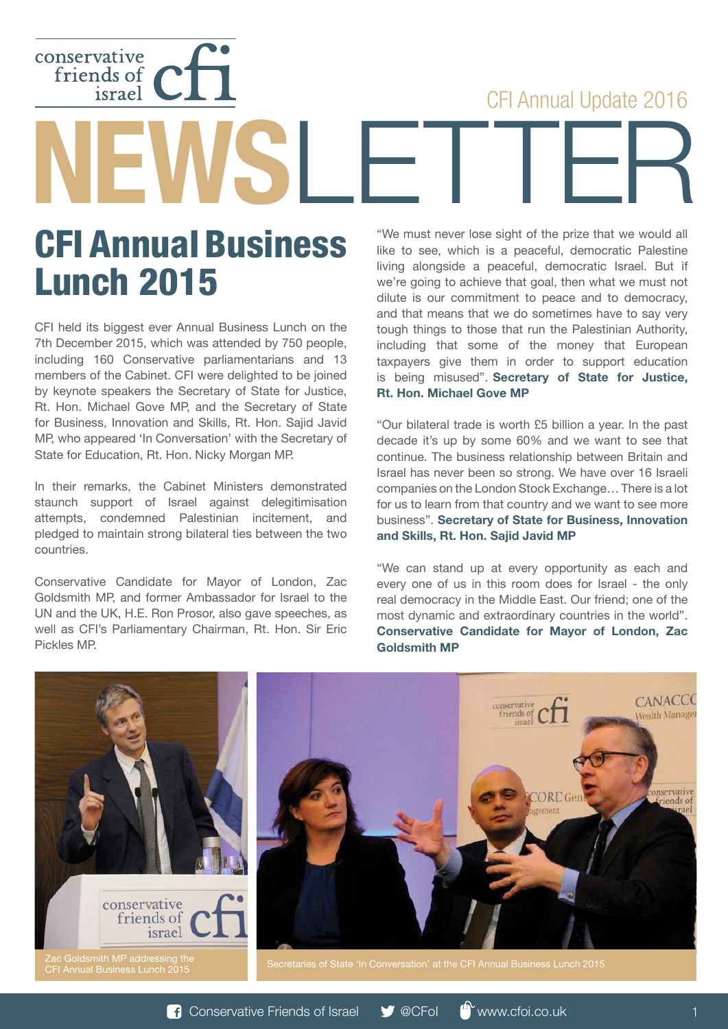conservative friends of israel cfi

CFI Annual Update 2016

# NEWSLETTER

## CFI Annual Business Lunch 2015

CFI held its biggest ever Annual Business Lunch on the 7th December 2015, which was attended by 750 people, including 160 Conservative parliamentarians and 13 members of the Cabinet. CFI were delighted to be joined by keynote speakers the Secretary of State for Justice, Rt. Hon. Michael Gove MP, and the Secretary of State for Business, Innovation and Skills, Rt. Hon. Sajid Javid MP, who appeared 'In Conversation' with the Secretary of State for Education, Rt. Hon. Nicky Morgan MP.

In their remarks, the Cabinet Ministers demonstrated staunch support of Israel against delegitimisation attempts, condemned Palestinian incitement, and pledged to maintain strong bilateral ties between the two countries.

Conservative Candidate for Mayor of London, Zac Goldsmith MP, and former Ambassador for Israel to the UN and the UK, H.E. Ron Prosor, also gave speeches, as well as CFI's Parliamentary Chairman, Rt. Hon. Sir Eric Pickles MP.

"We must never lose sight of the prize that we would all like to see, which is a peaceful, democratic Palestine living alongside a peaceful, democratic Israel. But if we're going to achieve that goal, then what we must not dilute is our commitment to peace and to democracy, and that means that we do sometimes have to say very tough things to those that run the Palestinian Authority, including that some of the money that European taxpayers give them in order to support education is being misused". **Secretary of State for Justice, Rt. Hon. Michael Gove MP**

"Our bilateral trade is worth £5 billion a year. In the past decade it's up by some 60% and we want to see that continue. The business relationship between Britain and Israel has never been so strong. We have over 16 Israeli companies on the London Stock Exchange… There is a lot for us to learn from that country and we want to see more business". **Secretary of State for Business, Innovation and Skills, Rt. Hon. Sajid Javid MP**

"We can stand up at every opportunity as each and every one of us in this room does for Israel - the only real democracy in the Middle East. Our friend; one of the most dynamic and extraordinary countries in the world". **Conservative Candidate for Mayor of London, Zac Goldsmith MP**

Zac Goldsmith MP addressing the CFI Annual Business Lunch 2015

Secretaries of State 'In Conversation' at the CFI Annual Business Lunch 2015

Conservative Friends of Israel @CFoI www.cfoi.co.uk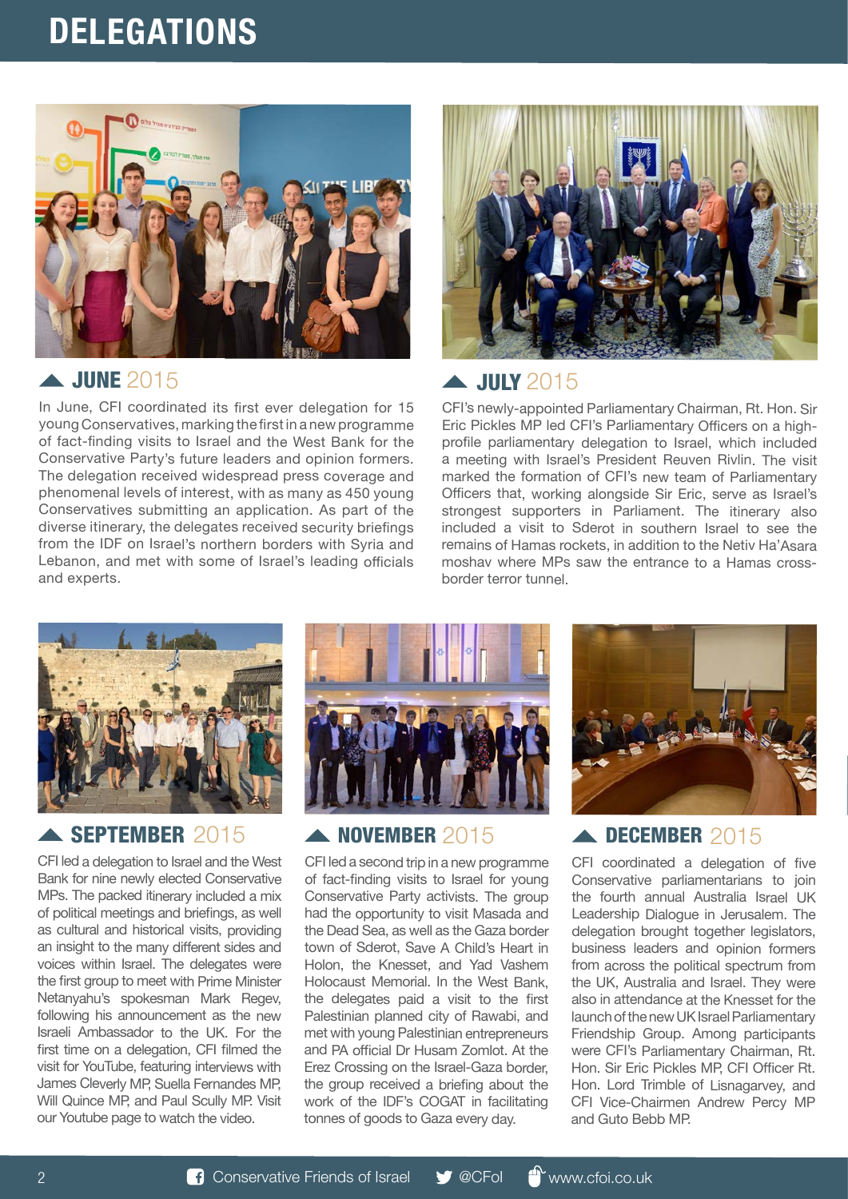# DELEGATIONS

## JUNE 2015

In June, CFI coordinated its first ever delegation for 15 young Conservatives, marking the first in a new programme of fact-finding visits to Israel and the West Bank for the Conservative Party's future leaders and opinion formers. The delegation received widespread press coverage and phenomenal levels of interest, with as many as 450 young Conservatives submitting an application. As part of the diverse itinerary, the delegates received security briefings from the IDF on Israel's northern borders with Syria and Lebanon, and met with some of Israel's leading officials and experts.

## JULY 2015

CFI's newly-appointed Parliamentary Chairman, Rt. Hon. Sir Eric Pickles MP led CFI's Parliamentary Officers on a high-profile parliamentary delegation to Israel, which included a meeting with Israel's President Reuven Rivlin. The visit marked the formation of CFI's new team of Parliamentary Officers that, working alongside Sir Eric, serve as Israel's strongest supporters in Parliament. The itinerary also included a visit to Sderot in southern Israel to see the remains of Hamas rockets, in addition to the Netiv Ha'Asara moshav where MPs saw the entrance to a Hamas cross-border terror tunnel.

## SEPTEMBER 2015

CFI led a delegation to Israel and the West Bank for nine newly elected Conservative MPs. The packed itinerary included a mix of political meetings and briefings, as well as cultural and historical visits, providing an insight to the many different sides and voices within Israel. The delegates were the first group to meet with Prime Minister Netanyahu's spokesman Mark Regev, following his announcement as the new Israeli Ambassador to the UK. For the first time on a delegation, CFI filmed the visit for YouTube, featuring interviews with James Cleverly MP, Suella Fernandes MP, Will Quince MP, and Paul Scully MP. Visit our Youtube page to watch the video.

## NOVEMBER 2015

CFI led a second trip in a new programme of fact-finding visits to Israel for young Conservative Party activists. The group had the opportunity to visit Masada and the Dead Sea, as well as the Gaza border town of Sderot, Save A Child's Heart in Holon, the Knesset, and Yad Vashem Holocaust Memorial. In the West Bank, the delegates paid a visit to the first Palestinian planned city of Rawabi, and met with young Palestinian entrepreneurs and PA official Dr Husam Zomlot. At the Erez Crossing on the Israel-Gaza border, the group received a briefing about the work of the IDF's COGAT in facilitating tonnes of goods to Gaza every day.

## DECEMBER 2015

CFI coordinated a delegation of five Conservative parliamentarians to join the fourth annual Australia Israel UK Leadership Dialogue in Jerusalem. The delegation brought together legislators, business leaders and opinion formers from across the political spectrum from the UK, Australia and Israel. They were also in attendance at the Knesset for the launch of the new UK Israel Parliamentary Friendship Group. Among participants were CFI's Parliamentary Chairman, Rt. Hon. Sir Eric Pickles MP, CFI Officer Rt. Hon. Lord Trimble of Lisnagarvey, and CFI Vice-Chairmen Andrew Percy MP and Guto Bebb MP.

Conservative Friends of Israel @CFoI www.cfoi.co.uk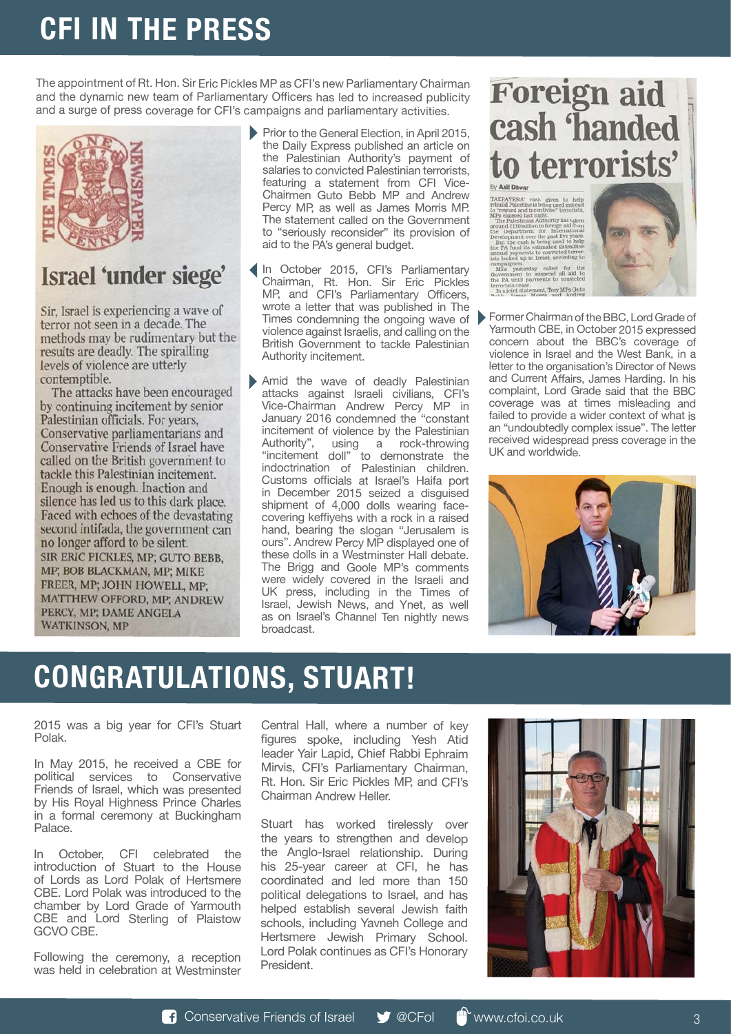# CFI IN THE PRESS

The appointment of Rt. Hon. Sir Eric Pickles MP as CFI's new Parliamentary Chairman and the dynamic new team of Parliamentary Officers has led to increased publicity and a surge of press coverage for CFI's campaigns and parliamentary activities.

THE TIMES NEWSPAPER ONE PENNY

## Israel 'under siege'

Sir, Israel is experiencing a wave of terror not seen in a decade. The methods may be rudimentary but the results are deadly. The spiralling levels of violence are utterly contemptible.

The attacks have been encouraged by continuing incitement by senior Palestinian officials. For years, Conservative parliamentarians and Conservative Friends of Israel have called on the British government to tackle this Palestinian incitement. Enough is enough. Inaction and silence has led us to this dark place. Faced with echoes of the devastating second intifada, the government can no longer afford to be silent.

SIR ERIC PICKLES, MP; GUTO BEBB, MP; BOB BLACKMAN, MP; MIKE FREER, MP; JOHN HOWELL, MP; MATTHEW OFFORD, MP; ANDREW PERCY, MP; DAME ANGELA WATKINSON, MP

- Prior to the General Election, in April 2015, the Daily Express published an article on the Palestinian Authority's payment of salaries to convicted Palestinian terrorists, featuring a statement from CFI Vice-Chairmen Guto Bebb MP and Andrew Percy MP, as well as James Morris MP. The statement called on the Government to "seriously reconsider" its provision of aid to the PA's general budget.

- In October 2015, CFI's Parliamentary Chairman, Rt. Hon. Sir Eric Pickles MP, and CFI's Parliamentary Officers, wrote a letter that was published in The Times condemning the ongoing wave of violence against Israelis, and calling on the British Government to tackle Palestinian Authority incitement.

- Amid the wave of deadly Palestinian attacks against Israeli civilians, CFI's Vice-Chairman Andrew Percy MP in January 2016 condemned the "constant incitement of violence by the Palestinian Authority", using a rock-throwing "incitement doll" to demonstrate the indoctrination of Palestinian children. Customs officials at Israel's Haifa port in December 2015 seized a disguised shipment of 4,000 dolls wearing face-covering keffiyehs with a rock in a raised hand, bearing the slogan "Jerusalem is ours". Andrew Percy MP displayed one of these dolls in a Westminster Hall debate. The Brigg and Goole MP's comments were widely covered in the Israeli and UK press, including in the Times of Israel, Jewish News, and Ynet, as well as on Israel's Channel Ten nightly news broadcast.

## Foreign aid cash 'handed to terrorists'

By Asil Dawar

- Former Chairman of the BBC, Lord Grade of Yarmouth CBE, in October 2015 expressed concern about the BBC's coverage of violence in Israel and the West Bank, in a letter to the organisation's Director of News and Current Affairs, James Harding. In his complaint, Lord Grade said that the BBC coverage was at times misleading and failed to provide a wider context of what is an "undoubtedly complex issue". The letter received widespread press coverage in the UK and worldwide.

# CONGRATULATIONS, STUART!

2015 was a big year for CFI's Stuart Polak.

In May 2015, he received a CBE for political services to Conservative Friends of Israel, which was presented by His Royal Highness Prince Charles in a formal ceremony at Buckingham Palace.

In October, CFI celebrated the introduction of Stuart to the House of Lords as Lord Polak of Hertsmere CBE. Lord Polak was introduced to the chamber by Lord Grade of Yarmouth CBE and Lord Sterling of Plaistow GCVO CBE.

Following the ceremony, a reception was held in celebration at Westminster Central Hall, where a number of key figures spoke, including Yesh Atid leader Yair Lapid, Chief Rabbi Ephraim Mirvis, CFI's Parliamentary Chairman, Rt. Hon. Sir Eric Pickles MP, and CFI's Chairman Andrew Heller.

Stuart has worked tirelessly over the years to strengthen and develop the Anglo-Israel relationship. During his 25-year career at CFI, he has coordinated and led more than 150 political delegations to Israel, and has helped establish several Jewish faith schools, including Yavneh College and Hertsmere Jewish Primary School. Lord Polak continues as CFI's Honorary President.

Conservative Friends of Israel   @CFoI   www.cfoi.co.uk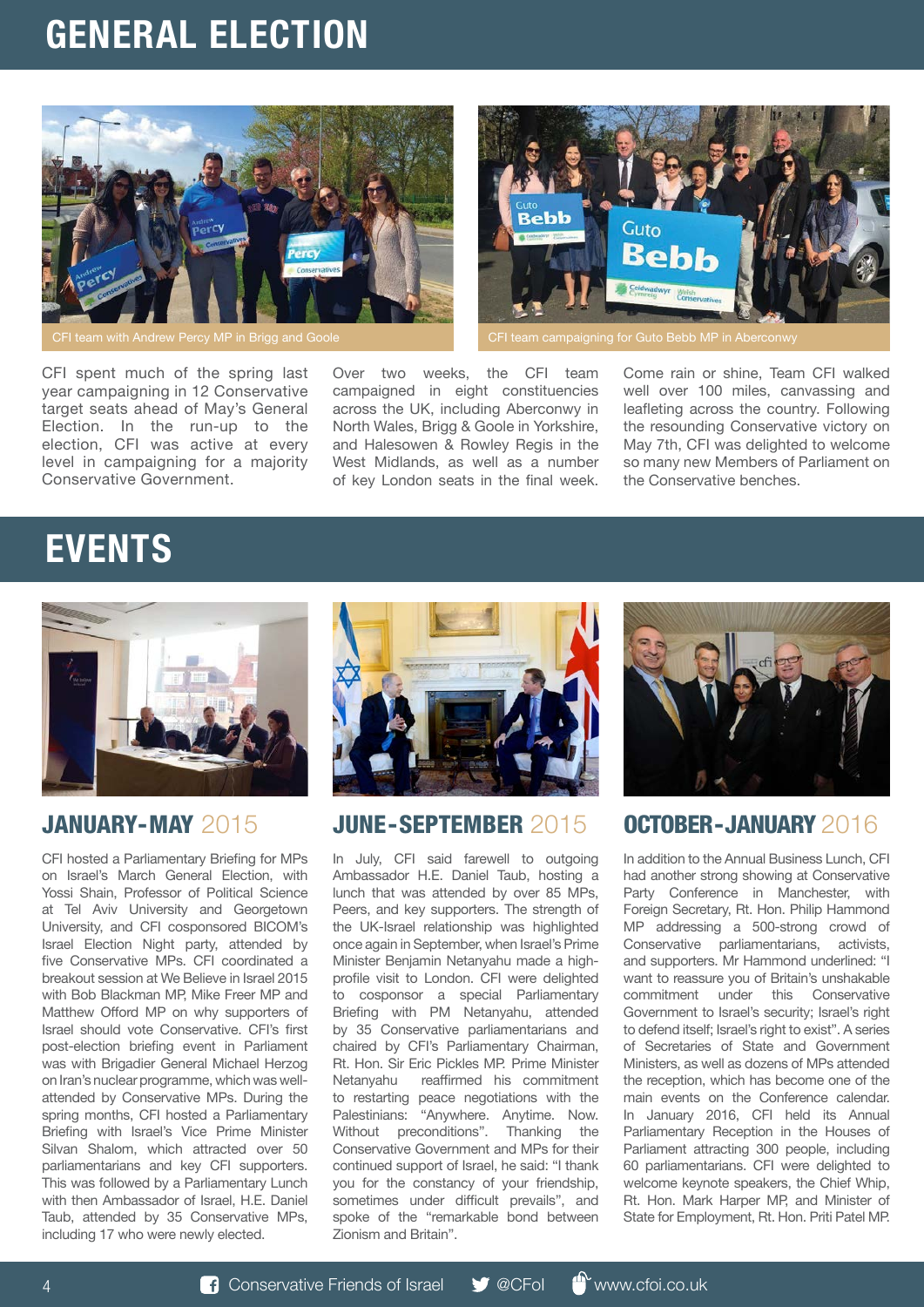# GENERAL ELECTION

CFI team with Andrew Percy MP in Brigg and Goole

CFI team campaigning for Guto Bebb MP in Aberconwy

CFI spent much of the spring last year campaigning in 12 Conservative target seats ahead of May's General Election. In the run-up to the election, CFI was active at every level in campaigning for a majority Conservative Government.

Over two weeks, the CFI team campaigned in eight constituencies across the UK, including Aberconwy in North Wales, Brigg & Goole in Yorkshire, and Halesowen & Rowley Regis in the West Midlands, as well as a number of key London seats in the final week.

Come rain or shine, Team CFI walked well over 100 miles, canvassing and leafleting across the country. Following the resounding Conservative victory on May 7th, CFI was delighted to welcome so many new Members of Parliament on the Conservative benches.

# EVENTS

## JANUARY-MAY 2015

CFI hosted a Parliamentary Briefing for MPs on Israel's March General Election, with Yossi Shain, Professor of Political Science at Tel Aviv University and Georgetown University, and CFI cosponsored BICOM's Israel Election Night party, attended by five Conservative MPs. CFI coordinated a breakout session at We Believe in Israel 2015 with Bob Blackman MP, Mike Freer MP and Matthew Offord MP on why supporters of Israel should vote Conservative. CFI's first post-election briefing event in Parliament was with Brigadier General Michael Herzog on Iran's nuclear programme, which was well-attended by Conservative MPs. During the spring months, CFI hosted a Parliamentary Briefing with Israel's Vice Prime Minister Silvan Shalom, which attracted over 50 parliamentarians and key CFI supporters. This was followed by a Parliamentary Lunch with then Ambassador of Israel, H.E. Daniel Taub, attended by 35 Conservative MPs, including 17 who were newly elected.

## JUNE-SEPTEMBER 2015

In July, CFI said farewell to outgoing Ambassador H.E. Daniel Taub, hosting a lunch that was attended by over 85 MPs, Peers, and key supporters. The strength of the UK-Israel relationship was highlighted once again in September, when Israel's Prime Minister Benjamin Netanyahu made a high-profile visit to London. CFI were delighted to cosponsor a special Parliamentary Briefing with PM Netanyahu, attended by 35 Conservative parliamentarians and chaired by CFI's Parliamentary Chairman, Rt. Hon. Sir Eric Pickles MP. Prime Minister Netanyahu reaffirmed his commitment to restarting peace negotiations with the Palestinians: "Anywhere. Anytime. Now. Without preconditions". Thanking the Conservative Government and MPs for their continued support of Israel, he said: "I thank you for the constancy of your friendship, sometimes under difficult circumstances", and spoke of the "remarkable bond between Zionism and Britain".

## OCTOBER-JANUARY 2016

In addition to the Annual Business Lunch, CFI had another strong showing at Conservative Party Conference in Manchester, with Foreign Secretary, Rt. Hon. Philip Hammond MP addressing a 500-strong crowd of Conservative parliamentarians, activists, and supporters. Mr Hammond underlined: "I want to reassure you of Britain's unshakable commitment under this Conservative Government to Israel's security; Israel's right to defend itself; Israel's right to exist". A series of Secretaries of State and Government Ministers, as well as dozens of MPs attended the reception, which has become one of the main events on the Conference calendar. In January 2016, CFI held its Annual Parliamentary Reception in the Houses of Parliament attracting 300 people, including 60 parliamentarians. CFI were delighted to welcome keynote speakers, the Chief Whip, Rt. Hon. Mark Harper MP, and Minister of State for Employment, Rt. Hon. Priti Patel MP.

Conservative Friends of Israel | @CFoI | www.cfoi.co.uk